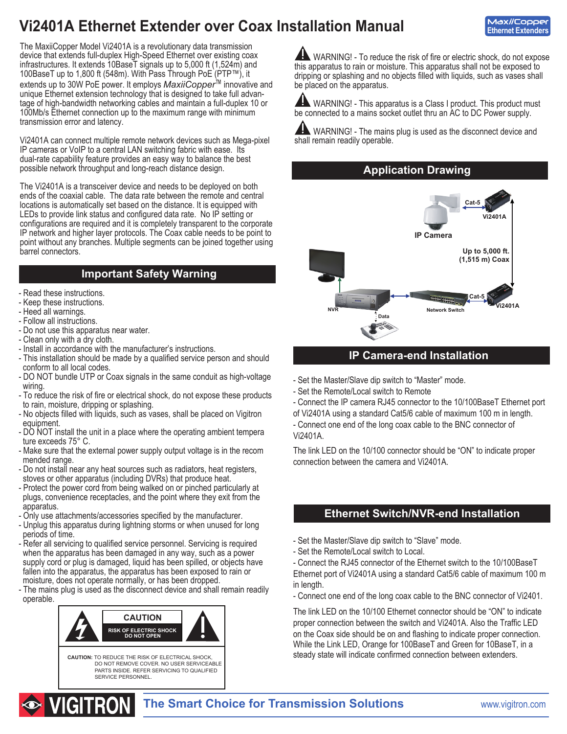# Vi2401A Ethernet Extender over Coax Installation Manual

MaxiiCopper Ethernet Extenders

The MaxiiCopper Model Vi2401A is a revolutionary data transmission device that extends full-duplex High-Speed Ethernet over existing coax infrastructures. It extends 10BaseT signals up to 5,000 ft (1,524m) and 100BaseT up to 1,800 ft (548m). With Pass Through PoE (PTP™), it extends up to 30W PoE power. It employs *MaxiiCopper*™ innovative and unique Ethernet extension technology that is designed to take full advantage of high-bandwidth networking cables and maintain a full-duplex 10 or 100Mb/s Ethernet connection up to the maximum range with minimum transmission error and latency.

Vi2401A can connect multiple remote network devices such as Mega-pixel IP cameras or VoIP to a central LAN switching fabric with ease. Its dual-rate capability feature provides an easy way to balance the best possible network throughput and long-reach distance design.

The Vi2401A is a transceiver device and needs to be deployed on both ends of the coaxial cable. The data rate between the remote and central locations is automatically set based on the distance. It is equipped with LEDs to provide link status and configured data rate. No IP setting or configurations are required and it is completely transparent to the corporate IP network and higher layer protocols. The Coax cable needs to be point to point without any branches. Multiple segments can be joined together using barrel connectors.

## Important Safety Warning

- Read these instructions.
- Keep these instructions.
- Heed all warnings.
- Follow all instructions.
- Do not use this apparatus near water.
- Clean only with a dry cloth.
- Install in accordance with the manufacturer's instructions.
- This installation should be made by a qualified service person and should conform to all local codes.
- DO NOT bundle UTP or Coax signals in the same conduit as high-voltage wiring.
- To reduce the risk of fire or electrical shock, do not expose these products to rain, moisture, dripping or splashing.
- No objects filled with liquids, such as vases, shall be placed on Vigitron equipment.
- DO NOT install the unit in a place where the operating ambient temperature exceeds 75° C.
- Make sure that the external power supply output voltage is in the recommended range.
- Do not install near any heat sources such as radiators, heat registers, stoves or other apparatus (including DVRs) that produce heat.
- Protect the power cord from being walked on or pinched particularly at plugs, convenience receptacles, and the point where they exit from the apparatus.
- Only use attachments/accessories specified by the manufacturer.
- Unplug this apparatus during lightning storms or when unused for long periods of time.
- Refer all servicing to qualified service personnel. Servicing is required when the apparatus has been damaged in any way, such as a power supply cord or plug is damaged, liquid has been spilled, or objects have fallen into the apparatus, the apparatus has been exposed to rain or moisture, does not operate normally, or has been dropped.
- The mains plug is used as the disconnect device and shall remain readily operable.

**CAUTION**
**RISK OF ELECTRIC SHOCK DO NOT OPEN**

**CAUTION:** TO REDUCE THE RISK OF ELECTRICAL SHOCK, DO NOT REMOVE COVER. NO USER SERVICEABLE PARTS INSIDE. REFER SERVICING TO QUALIFIED SERVICE PERSONNEL.

WARNING! - To reduce the risk of fire or electric shock, do not expose this apparatus to rain or moisture. This apparatus shall not be exposed to dripping or splashing and no objects filled with liquids, such as vases shall be placed on the apparatus.

WARNING! - This apparatus is a Class I product. This product must be connected to a mains socket outlet thru an AC to DC Power supply.

WARNING! - The mains plug is used as the disconnect device and shall remain readily operable.

## Application Drawing

IP Camera — Cat-5 — Vi2401A

Up to 5,000 ft. (1,515 m) Coax

NVR — Network Switch — Cat-5 — Vi2401A

Data

## IP Camera-end Installation

- Set the Master/Slave dip switch to "Master" mode.
- Set the Remote/Local switch to Remote
- Connect the IP camera RJ45 connector to the 10/100BaseT Ethernet port of Vi2401A using a standard Cat5/6 cable of maximum 100 m in length.
- Connect one end of the long coax cable to the BNC connector of Vi2401A.

The link LED on the 10/100 connector should be "ON" to indicate proper connection between the camera and Vi2401A.

## Ethernet Switch/NVR-end Installation

- Set the Master/Slave dip switch to "Slave" mode.
- Set the Remote/Local switch to Local.
- Connect the RJ45 connector of the Ethernet switch to the 10/100BaseT Ethernet port of Vi2401A using a standard Cat5/6 cable of maximum 100 m in length.
- Connect one end of the long coax cable to the BNC connector of Vi2401.

The link LED on the 10/100 Ethernet connector should be "ON" to indicate proper connection between the switch and Vi2401A. Also the Traffic LED on the Coax side should be on and flashing to indicate proper connection. While the Link LED, Orange for 100BaseT and Green for 10BaseT, in a steady state will indicate confirmed connection between extenders.

VIGITRON — The Smart Choice for Transmission Solutions — www.vigitron.com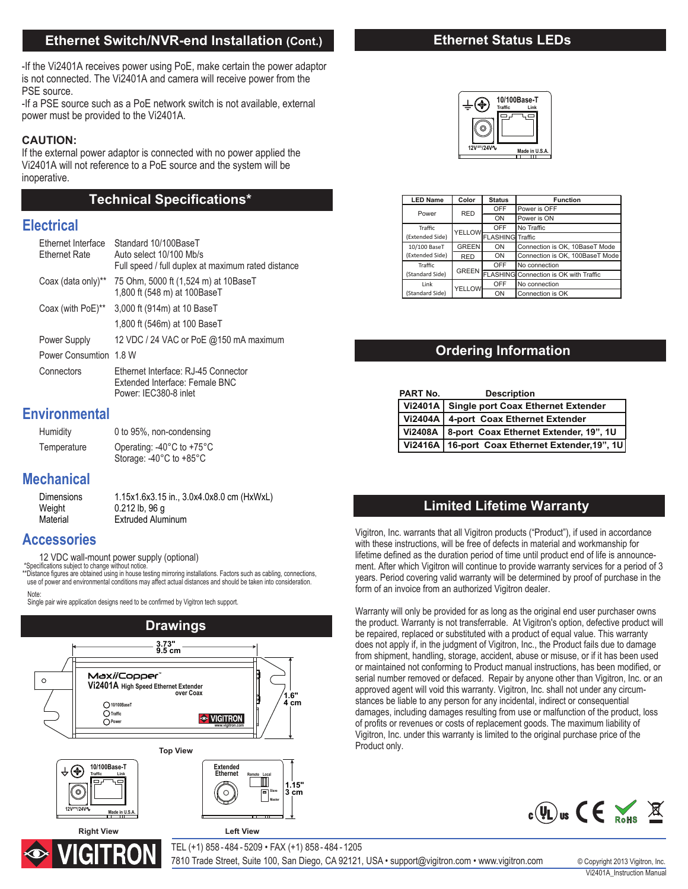## Ethernet Switch/NVR-end Installation (Cont.)

-If the Vi2401A receives power using PoE, make certain the power adaptor is not connected. The Vi2401A and camera will receive power from the PSE source.
-If a PSE source such as a PoE network switch is not available, external power must be provided to the Vi2401A.

**CAUTION:**
If the external power adaptor is connected with no power applied the Vi2401A will not reference to a PoE source and the system will be inoperative.

## Technical Specifications*

### Electrical

| | |
|---|---|
| Ethernet Interface | Standard 10/100BaseT |
| Ethernet Rate | Auto select 10/100 Mb/s<br>Full speed / full duplex at maximum rated distance |
| Coax (data only)** | 75 Ohm, 5000 ft (1,524 m) at 10BaseT<br>1,800 ft (548 m) at 100BaseT |
| Coax (with PoE)** | 3,000 ft (914m) at 10 BaseT<br>1,800 ft (546m) at 100 BaseT |
| Power Supply | 12 VDC / 24 VAC or PoE @150 mA maximum |
| Power Consumtion | 1.8 W |
| Connectors | Ethernet Interface: RJ-45 Connector<br>Extended Interface: Female BNC<br>Power: IEC380-8 inlet |

### Environmental

| | |
|---|---|
| Humidity | 0 to 95%, non-condensing |
| Temperature | Operating: -40°C to +75°C<br>Storage: -40°C to +85°C |

### Mechanical

| | |
|---|---|
| Dimensions | 1.15x1.6x3.15 in., 3.0x4.0x8.0 cm (HxWxL) |
| Weight | 0.212 lb, 96 g |
| Material | Extruded Aluminum |

### Accessories

12 VDC wall-mount power supply (optional)

*Specifications subject to change without notice.
**Distance figures are obtained using in house testing mirroring installations. Factors such as cabling, connections, use of power and environmental conditions may affect actual distances and should be taken into consideration.

Note:
Single pair wire application designs need to be confirmed by Vigitron tech support.

## Drawings

3.73"
9.5 cm

MaxiiCopper
Vi2401A High Speed Ethernet Extender over Coax
10/100BaseT
Traffic
Power
VIGITRON
www.vigitron.com

1.6"
4 cm

Top View

10/100Base-T
Traffic Link
12V⎓/24V∿
Made in U.S.A.

Right View

Extended Ethernet
Remote Local
Slave
Master

1.15"
3 cm

Left View

## Ethernet Status LEDs

10/100Base-T
Traffic Link
12V⎓/24V∿
Made in U.S.A.

| LED Name | Color | Status | Function |
|---|---|---|---|
| Power | RED | OFF | Power is OFF |
| | | ON | Power is ON |
| Traffic (Extended Side) | YELLOW | OFF | No Traffic |
| | | FLASHING | Traffic |
| 10/100 BaseT (Extended Side) | GREEN | ON | Connection is OK, 10BaseT Mode |
| | RED | ON | Connection is OK, 100BaseT Mode |
| Traffic (Standard Side) | GREEN | OFF | No connection |
| | | FLASHING | Connection is OK with Traffic |
| Link (Standard Side) | YELLOW | OFF | No connection |
| | | ON | Connection is OK |

## Ordering Information

| PART No. | Description |
|---|---|
| Vi2401A | Single port Coax Ethernet Extender |
| Vi2404A | 4-port Coax Ethernet Extender |
| Vi2408A | 8-port Coax Ethernet Extender, 19", 1U |
| Vi2416A | 16-port Coax Ethernet Extender,19", 1U |

## Limited Lifetime Warranty

Vigitron, Inc. warrants that all Vigitron products ("Product"), if used in accordance with these instructions, will be free of defects in material and workmanship for lifetime defined as the duration period of time until product end of life is announcement. After which Vigitron will continue to provide warranty services for a period of 3 years. Period covering valid warranty will be determined by proof of purchase in the form of an invoice from an authorized Vigitron dealer.

Warranty will only be provided for as long as the original end user purchaser owns the product. Warranty is not transferrable. At Vigitron's option, defective product will be repaired, replaced or substituted with a product of equal value. This warranty does not apply if, in the judgment of Vigitron, Inc., the Product fails due to damage from shipment, handling, storage, accident, abuse or misuse, or if it has been used or maintained not conforming to Product manual instructions, has been modified, or serial number removed or defaced. Repair by anyone other than Vigitron, Inc. or an approved agent will void this warranty. Vigitron, Inc. shall not under any circumstances be liable to any person for any incidental, indirect or consequential damages, including damages resulting from use or malfunction of the product, loss of profits or revenues or costs of replacement goods. The maximum liability of Vigitron, Inc. under this warranty is limited to the original purchase price of the Product only.

c UL us CE RoHS

VIGITRON

TEL (+1) 858 - 484 - 5209 • FAX (+1) 858 - 484 - 1205
7810 Trade Street, Suite 100, San Diego, CA 92121, USA • support@vigitron.com • www.vigitron.com

© Copyright 2013 Vigitron, Inc.
Vi2401A_Instruction Manual